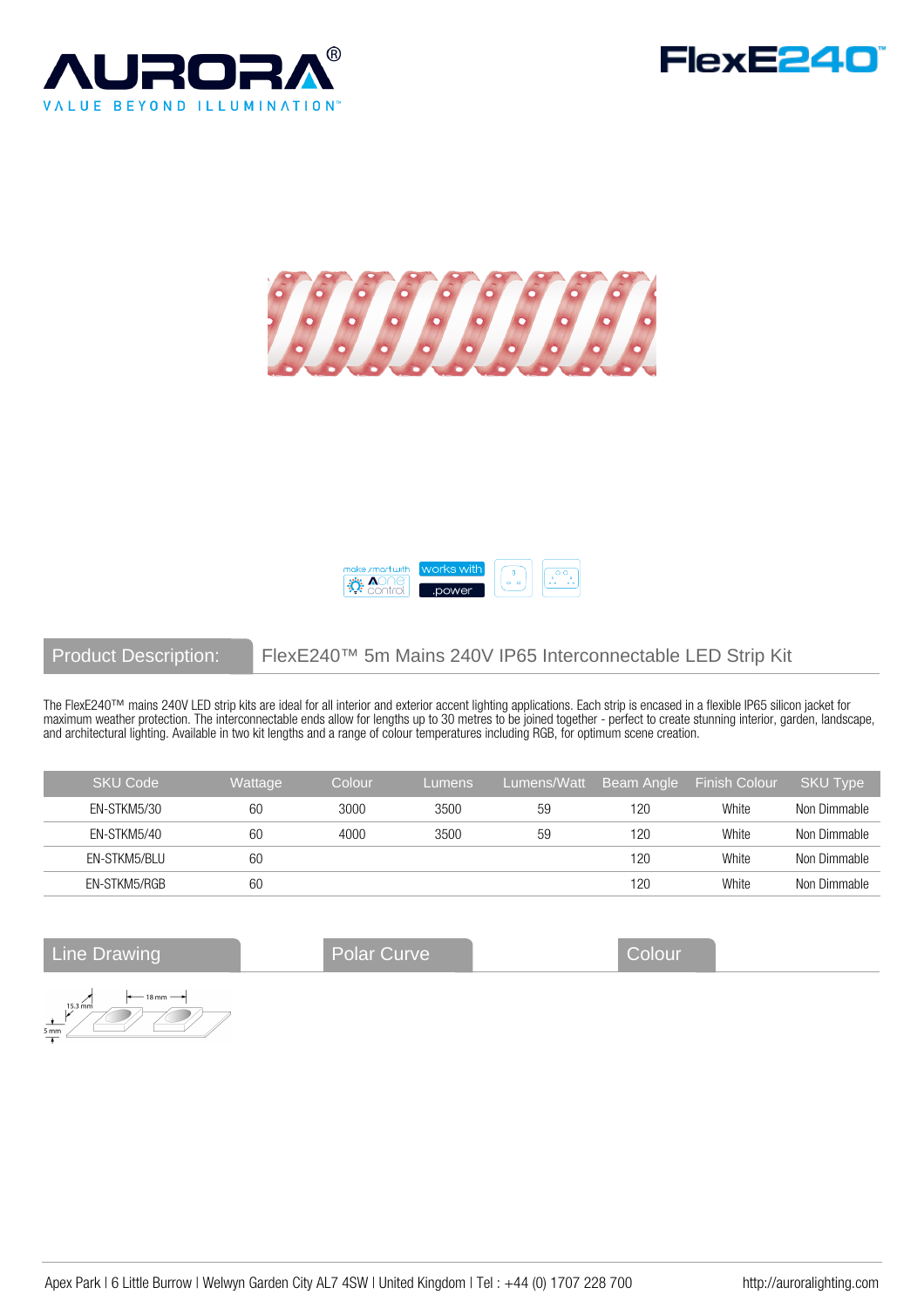AURORA®

VALUE BEYOND ILLUMINATION™

FlexE240™

make smart with Aone control | works with .power

## Product Description: FlexE240™ 5m Mains 240V IP65 Interconnectable LED Strip Kit

The FlexE240™ mains 240V LED strip kits are ideal for all interior and exterior accent lighting applications. Each strip is encased in a flexible IP65 silicon jacket for maximum weather protection. The interconnectable ends allow for lengths up to 30 metres to be joined together - perfect to create stunning interior, garden, landscape, and architectural lighting. Available in two kit lengths and a range of colour temperatures including RGB, for optimum scene creation.

| SKU Code | Wattage | Colour | Lumens | Lumens/Watt | Beam Angle | Finish Colour | SKU Type |
|---|---|---|---|---|---|---|---|
| EN-STKM5/30 | 60 | 3000 | 3500 | 59 | 120 | White | Non Dimmable |
| EN-STKM5/40 | 60 | 4000 | 3500 | 59 | 120 | White | Non Dimmable |
| EN-STKM5/BLU | 60 | | | | 120 | White | Non Dimmable |
| EN-STKM5/RGB | 60 | | | | 120 | White | Non Dimmable |

## Line Drawing

15.3 mm | 18 mm | 5 mm

## Polar Curve

## Colour

Apex Park | 6 Little Burrow | Welwyn Garden City AL7 4SW | United Kingdom | Tel : +44 (0) 1707 228 700 http://auroralighting.com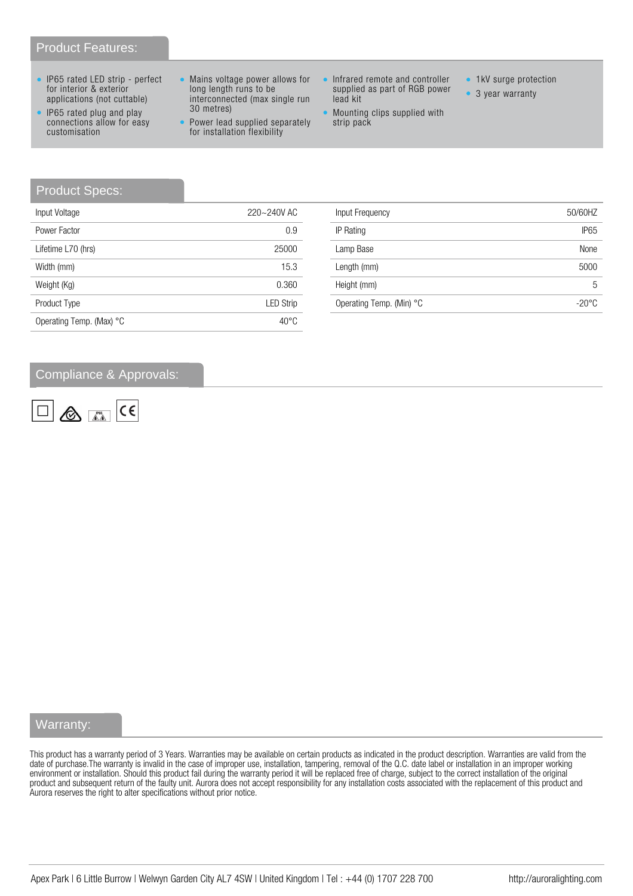## Product Features:

- IP65 rated LED strip - perfect for interior & exterior applications (not cuttable)
- IP65 rated plug and play connections allow for easy customisation
- Mains voltage power allows for long length runs to be interconnected (max single run 30 metres)
- Power lead supplied separately for installation flexibility
- Infrared remote and controller supplied as part of RGB power lead kit
- Mounting clips supplied with strip pack
- 1kV surge protection
- 3 year warranty

## Product Specs:

| | | | |
|---|---|---|---|
| Input Voltage | 220~240V AC | Input Frequency | 50/60HZ |
| Power Factor | 0.9 | IP Rating | IP65 |
| Lifetime L70 (hrs) | 25000 | Lamp Base | None |
| Width (mm) | 15.3 | Length (mm) | 5000 |
| Weight (Kg) | 0.360 | Height (mm) | 5 |
| Product Type | LED Strip | Operating Temp. (Min) °C | -20°C |
| Operating Temp. (Max) °C | 40°C | | |

## Compliance & Approvals:

IP65 CE

## Warranty:

This product has a warranty period of 3 Years. Warranties may be available on certain products as indicated in the product description. Warranties are valid from the date of purchase.The warranty is invalid in the case of improper use, installation, tampering, removal of the Q.C. date label or installation in an improper working environment or installation. Should this product fail during the warranty period it will be replaced free of charge, subject to the correct installation of the original product and subsequent return of the faulty unit. Aurora does not accept responsibility for any installation costs associated with the replacement of this product and Aurora reserves the right to alter specifications without prior notice.

Apex Park | 6 Little Burrow | Welwyn Garden City AL7 4SW | United Kingdom | Tel : +44 (0) 1707 228 700 http://auroralighting.com